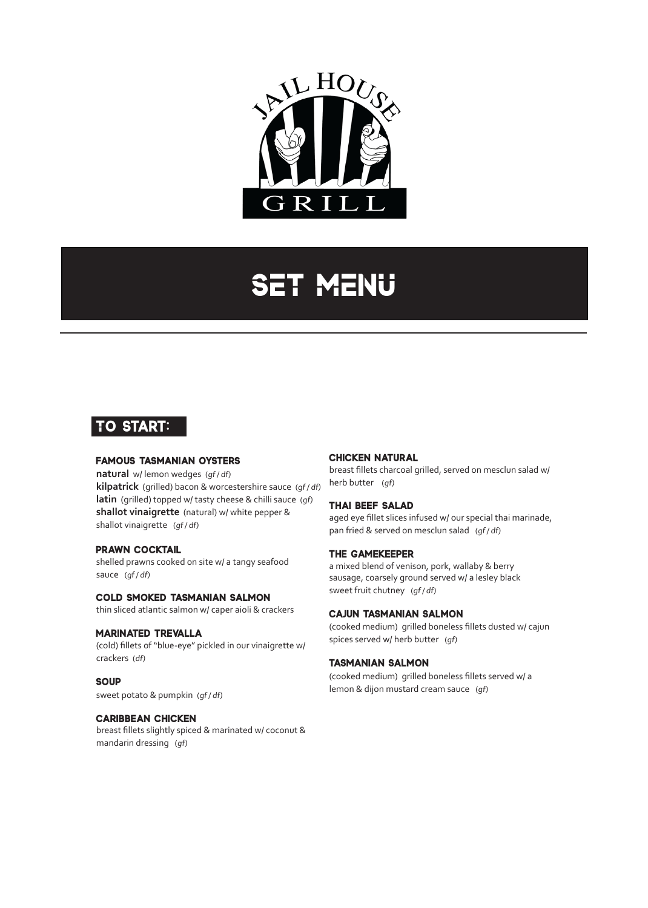JAIL HOUSE GRILL

# SET MENU

## TO START:

### FAMOUS TASMANIAN OYSTERS

**natural** w/ lemon wedges (*gf / df*)
**kilpatrick** (grilled) bacon & worcestershire sauce (*gf / df*)
**latin** (grilled) topped w/ tasty cheese & chilli sauce (*gf*)
**shallot vinaigrette** (natural) w/ white pepper & shallot vinaigrette (*gf / df*)

### PRAWN COCKTAIL

shelled prawns cooked on site w/ a tangy seafood sauce (*gf / df*)

### COLD SMOKED TASMANIAN SALMON

thin sliced atlantic salmon w/ caper aioli & crackers

### MARINATED TREVALLA

(cold) fillets of "blue-eye" pickled in our vinaigrette w/ crackers (*df*)

### SOUP

sweet potato & pumpkin (*gf / df*)

### CARIBBEAN CHICKEN

breast fillets slightly spiced & marinated w/ coconut & mandarin dressing (*gf*)

### CHICKEN NATURAL

breast fillets charcoal grilled, served on mesclun salad w/ herb butter (*gf*)

### THAI BEEF SALAD

aged eye fillet slices infused w/ our special thai marinade, pan fried & served on mesclun salad (*gf / df*)

### THE GAMEKEEPER

a mixed blend of venison, pork, wallaby & berry sausage, coarsely ground served w/ a lesley black sweet fruit chutney (*gf / df*)

### CAJUN TASMANIAN SALMON

(cooked medium) grilled boneless fillets dusted w/ cajun spices served w/ herb butter (*gf*)

### TASMANIAN SALMON

(cooked medium) grilled boneless fillets served w/ a lemon & dijon mustard cream sauce (*gf*)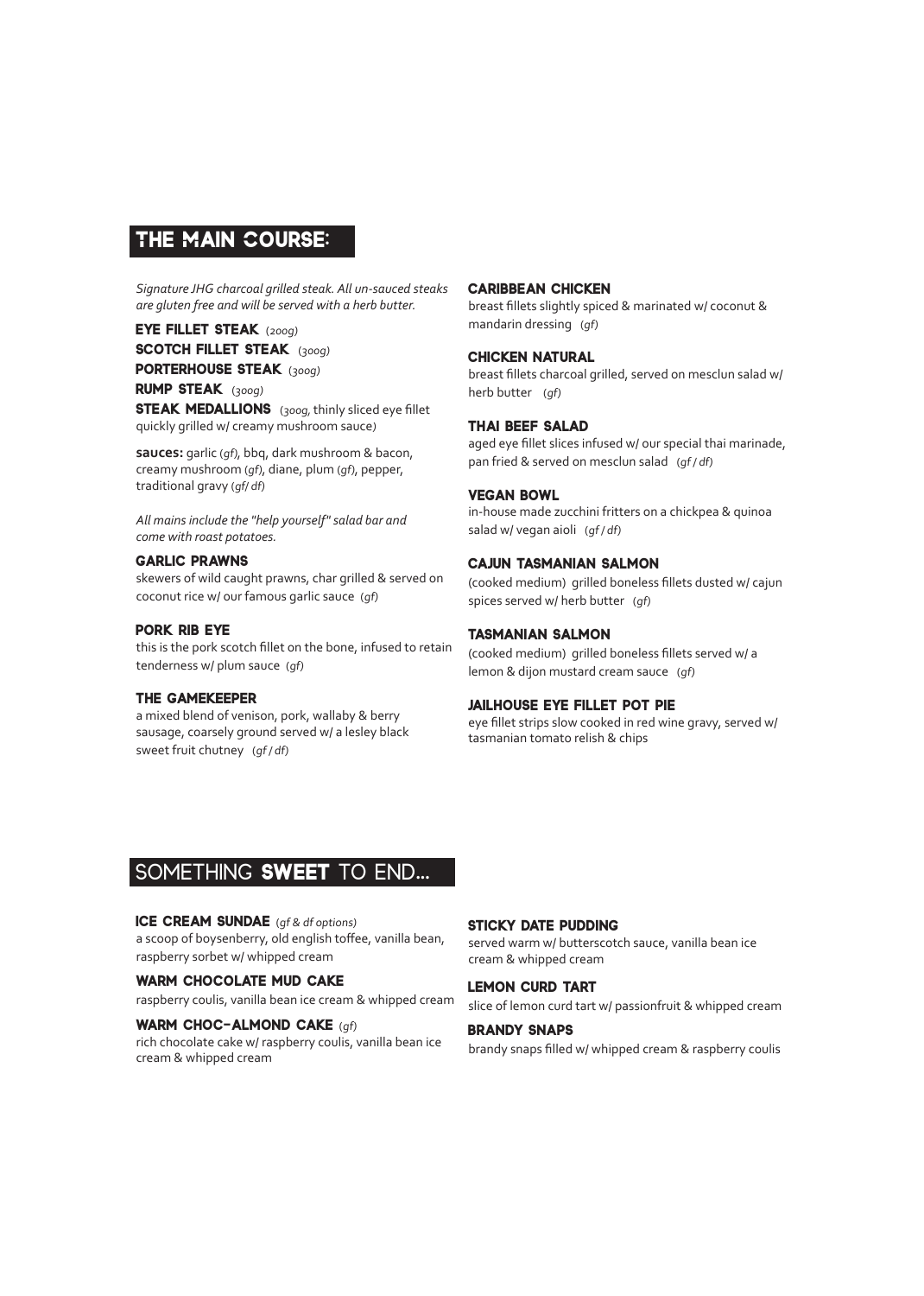## THE MAIN COURSE:

*Signature JHG charcoal grilled steak. All un-sauced steaks are gluten free and will be served with a herb butter.*

**EYE FILLET STEAK** *(200g)*
**SCOTCH FILLET STEAK** *(300g)*
**PORTERHOUSE STEAK** *(300g)*
**RUMP STEAK** *(300g)*
**STEAK MEDALLIONS** (*300g*, thinly sliced eye fillet quickly grilled w/ creamy mushroom sauce)

**sauces:** garlic (*gf*), bbq, dark mushroom & bacon, creamy mushroom (*gf*), diane, plum (*gf*), pepper, traditional gravy (*gf/ df*)

*All mains include the "help yourself" salad bar and come with roast potatoes.*

**GARLIC PRAWNS**
skewers of wild caught prawns, char grilled & served on coconut rice w/ our famous garlic sauce (*gf*)

**PORK RIB EYE**
this is the pork scotch fillet on the bone, infused to retain tenderness w/ plum sauce (*gf*)

**THE GAMEKEEPER**
a mixed blend of venison, pork, wallaby & berry sausage, coarsely ground served w/ a lesley black sweet fruit chutney (*gf / df*)

**CARIBBEAN CHICKEN**
breast fillets slightly spiced & marinated w/ coconut & mandarin dressing (*gf*)

**CHICKEN NATURAL**
breast fillets charcoal grilled, served on mesclun salad w/ herb butter (*gf*)

**THAI BEEF SALAD**
aged eye fillet slices infused w/ our special thai marinade, pan fried & served on mesclun salad (*gf / df*)

**VEGAN BOWL**
in-house made zucchini fritters on a chickpea & quinoa salad w/ vegan aioli (*gf / df*)

**CAJUN TASMANIAN SALMON**
(cooked medium) grilled boneless fillets dusted w/ cajun spices served w/ herb butter (*gf*)

**TASMANIAN SALMON**
(cooked medium) grilled boneless fillets served w/ a lemon & dijon mustard cream sauce (*gf*)

**JAILHOUSE EYE FILLET POT PIE**
eye fillet strips slow cooked in red wine gravy, served w/ tasmanian tomato relish & chips

## SOMETHING **SWEET** TO END...

**ICE CREAM SUNDAE** (*gf & df options*)
a scoop of boysenberry, old english toffee, vanilla bean, raspberry sorbet w/ whipped cream

**WARM CHOCOLATE MUD CAKE**
raspberry coulis, vanilla bean ice cream & whipped cream

**WARM CHOC-ALMOND CAKE** (*gf*)
rich chocolate cake w/ raspberry coulis, vanilla bean ice cream & whipped cream

**STICKY DATE PUDDING**
served warm w/ butterscotch sauce, vanilla bean ice cream & whipped cream

**LEMON CURD TART**
slice of lemon curd tart w/ passionfruit & whipped cream

**BRANDY SNAPS**
brandy snaps filled w/ whipped cream & raspberry coulis